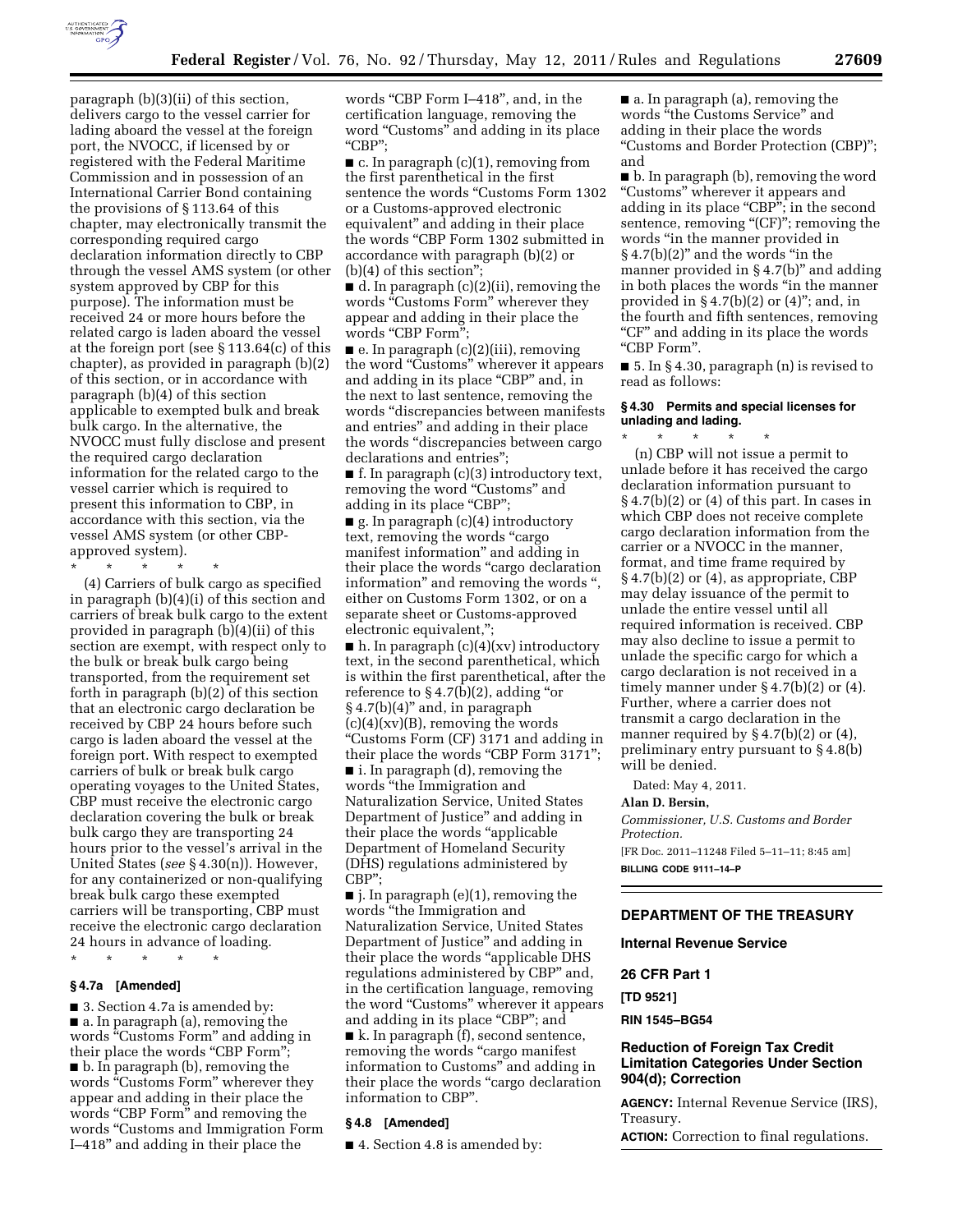paragraph (b)(3)(ii) of this section, delivers cargo to the vessel carrier for lading aboard the vessel at the foreign port, the NVOCC, if licensed by or registered with the Federal Maritime Commission and in possession of an International Carrier Bond containing the provisions of § 113.64 of this chapter, may electronically transmit the corresponding required cargo declaration information directly to CBP through the vessel AMS system (or other system approved by CBP for this purpose). The information must be received 24 or more hours before the related cargo is laden aboard the vessel at the foreign port (see § 113.64(c) of this chapter), as provided in paragraph (b)(2) of this section, or in accordance with paragraph (b)(4) of this section applicable to exempted bulk and break bulk cargo. In the alternative, the NVOCC must fully disclose and present the required cargo declaration information for the related cargo to the vessel carrier which is required to present this information to CBP, in accordance with this section, via the vessel AMS system (or other CBP-approved system).

\* \* \* \* \*

(4) Carriers of bulk cargo as specified in paragraph (b)(4)(i) of this section and carriers of break bulk cargo to the extent provided in paragraph (b)(4)(ii) of this section are exempt, with respect only to the bulk or break bulk cargo being transported, from the requirement set forth in paragraph (b)(2) of this section that an electronic cargo declaration be received by CBP 24 hours before such cargo is laden aboard the vessel at the foreign port. With respect to exempted carriers of bulk or break bulk cargo operating voyages to the United States, CBP must receive the electronic cargo declaration covering the bulk or break bulk cargo they are transporting 24 hours prior to the vessel's arrival in the United States (*see* § 4.30(n)). However, for any containerized or non-qualifying break bulk cargo these exempted carriers will be transporting, CBP must receive the electronic cargo declaration 24 hours in advance of loading.

\* \* \* \* \*

**§ 4.7a [Amended]**

■ 3. Section 4.7a is amended by:

■ a. In paragraph (a), removing the words "Customs Form" and adding in their place the words "CBP Form";

■ b. In paragraph (b), removing the words "Customs Form" wherever they appear and adding in their place the words "CBP Form" and removing the words "Customs and Immigration Form I–418" and adding in their place the words "CBP Form I–418", and, in the certification language, removing the word "Customs" and adding in its place "CBP";

■ c. In paragraph (c)(1), removing from the first parenthetical in the first sentence the words "Customs Form 1302 or a Customs-approved electronic equivalent" and adding in their place the words "CBP Form 1302 submitted in accordance with paragraph (b)(2) or (b)(4) of this section";

■ d. In paragraph (c)(2)(ii), removing the words "Customs Form" wherever they appear and adding in their place the words "CBP Form";

■ e. In paragraph (c)(2)(iii), removing the word "Customs" wherever it appears and adding in its place "CBP" and, in the next to last sentence, removing the words "discrepancies between manifests and entries" and adding in their place the words "discrepancies between cargo declarations and entries";

■ f. In paragraph (c)(3) introductory text, removing the word "Customs" and adding in its place "CBP";

■ g. In paragraph (c)(4) introductory text, removing the words "cargo manifest information" and adding in their place the words "cargo declaration information" and removing the words ", either on Customs Form 1302, or on a separate sheet or Customs-approved electronic equivalent,";

■ h. In paragraph (c)(4)(xv) introductory text, in the second parenthetical, which is within the first parenthetical, after the reference to § 4.7(b)(2), adding "or § 4.7(b)(4)" and, in paragraph (c)(4)(xv)(B), removing the words "Customs Form (CF) 3171 and adding in their place the words "CBP Form 3171";

■ i. In paragraph (d), removing the words "the Immigration and Naturalization Service, United States Department of Justice" and adding in their place the words "applicable Department of Homeland Security (DHS) regulations administered by CBP";

■ j. In paragraph (e)(1), removing the words "the Immigration and Naturalization Service, United States Department of Justice" and adding in their place the words "applicable DHS regulations administered by CBP" and, in the certification language, removing the word "Customs" wherever it appears and adding in its place "CBP"; and

■ k. In paragraph (f), second sentence, removing the words "cargo manifest information to Customs" and adding in their place the words "cargo declaration information to CBP".

**§ 4.8 [Amended]**

■ 4. Section 4.8 is amended by:

■ a. In paragraph (a), removing the words "the Customs Service" and adding in their place the words "Customs and Border Protection (CBP)"; and

■ b. In paragraph (b), removing the word "Customs" wherever it appears and adding in its place "CBP"; in the second sentence, removing "(CF)"; removing the words "in the manner provided in § 4.7(b)(2)" and the words "in the manner provided in § 4.7(b)" and adding in both places the words "in the manner provided in § 4.7(b)(2) or (4)"; and, in the fourth and fifth sentences, removing "CF" and adding in its place the words "CBP Form".

■ 5. In § 4.30, paragraph (n) is revised to read as follows:

**§ 4.30 Permits and special licenses for unlading and lading.**

\* \* \* \* \*

(n) CBP will not issue a permit to unlade before it has received the cargo declaration information pursuant to § 4.7(b)(2) or (4) of this part. In cases in which CBP does not receive complete cargo declaration information from the carrier or a NVOCC in the manner, format, and time frame required by § 4.7(b)(2) or (4), as appropriate, CBP may delay issuance of the permit to unlade the entire vessel until all required information is received. CBP may also decline to issue a permit to unlade the specific cargo for which a cargo declaration is not received in a timely manner under § 4.7(b)(2) or (4). Further, where a carrier does not transmit a cargo declaration in the manner required by § 4.7(b)(2) or (4), preliminary entry pursuant to § 4.8(b) will be denied.

Dated: May 4, 2011.

**Alan D. Bersin,**

*Commissioner, U.S. Customs and Border Protection.*

[FR Doc. 2011–11248 Filed 5–11–11; 8:45 am]

**BILLING CODE 9111–14–P**

---

## DEPARTMENT OF THE TREASURY

### Internal Revenue Service

### 26 CFR Part 1

**[TD 9521]**

**RIN 1545–BG54**

## Reduction of Foreign Tax Credit Limitation Categories Under Section 904(d); Correction

**AGENCY:** Internal Revenue Service (IRS), Treasury.

**ACTION:** Correction to final regulations.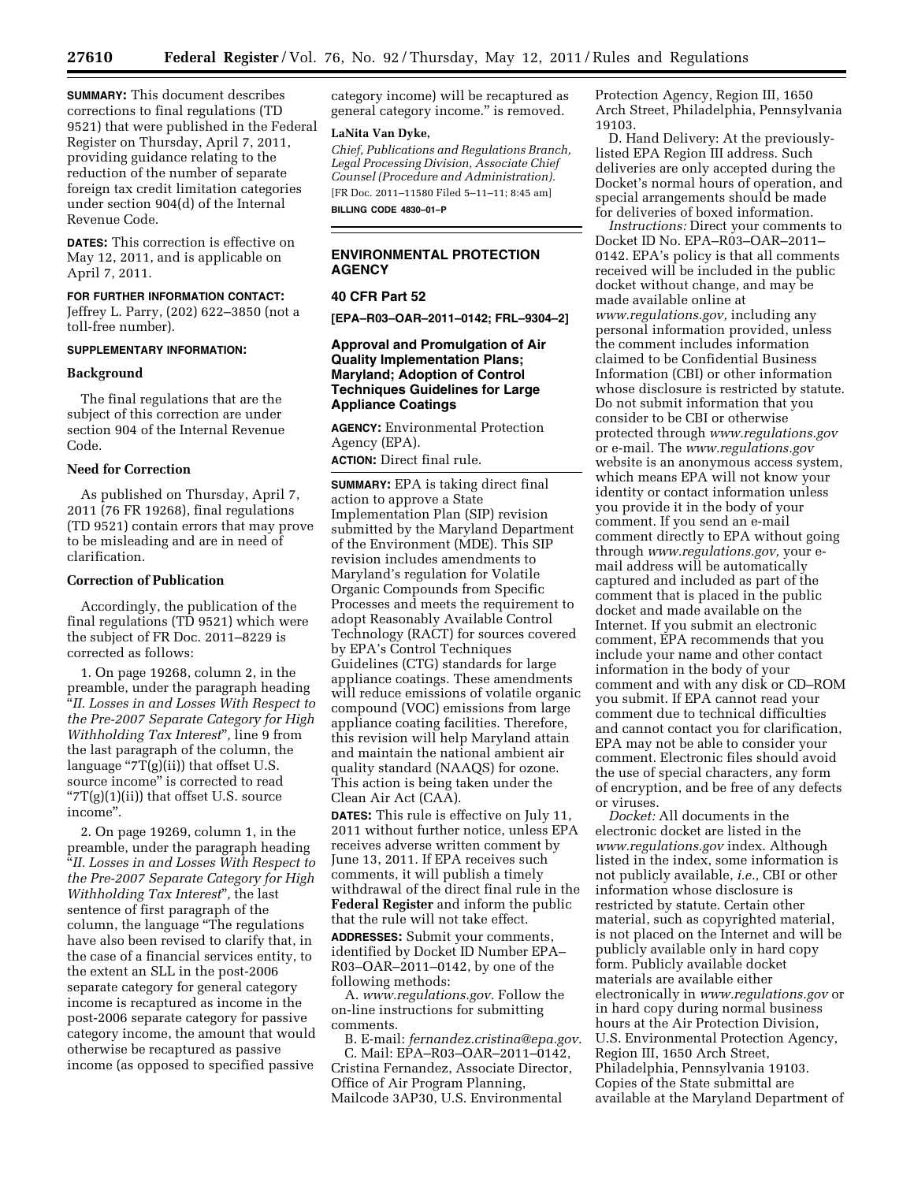**SUMMARY:** This document describes corrections to final regulations (TD 9521) that were published in the Federal Register on Thursday, April 7, 2011, providing guidance relating to the reduction of the number of separate foreign tax credit limitation categories under section 904(d) of the Internal Revenue Code.

**DATES:** This correction is effective on May 12, 2011, and is applicable on April 7, 2011.

**FOR FURTHER INFORMATION CONTACT:** Jeffrey L. Parry, (202) 622–3850 (not a toll-free number).

**SUPPLEMENTARY INFORMATION:**

**Background**

The final regulations that are the subject of this correction are under section 904 of the Internal Revenue Code.

**Need for Correction**

As published on Thursday, April 7, 2011 (76 FR 19268), final regulations (TD 9521) contain errors that may prove to be misleading and are in need of clarification.

**Correction of Publication**

Accordingly, the publication of the final regulations (TD 9521) which were the subject of FR Doc. 2011–8229 is corrected as follows:

1. On page 19268, column 2, in the preamble, under the paragraph heading "*II. Losses in and Losses With Respect to the Pre-2007 Separate Category for High Withholding Tax Interest*", line 9 from the last paragraph of the column, the language "7T(g)(ii)) that offset U.S. source income" is corrected to read "7T(g)(1)(ii)) that offset U.S. source income".

2. On page 19269, column 1, in the preamble, under the paragraph heading "*II. Losses in and Losses With Respect to the Pre-2007 Separate Category for High Withholding Tax Interest*", the last sentence of first paragraph of the column, the language "The regulations have also been revised to clarify that, in the case of a financial services entity, to the extent an SLL in the post-2006 separate category for general category income is recaptured as income in the post-2006 separate category for passive category income, the amount that would otherwise be recaptured as passive income (as opposed to specified passive category income) will be recaptured as general category income." is removed.

**LaNita Van Dyke,**

*Chief, Publications and Regulations Branch, Legal Processing Division, Associate Chief Counsel (Procedure and Administration).*

[FR Doc. 2011–11580 Filed 5–11–11; 8:45 am]

**BILLING CODE 4830–01–P**

---

## ENVIRONMENTAL PROTECTION AGENCY

### 40 CFR Part 52

**[EPA–R03–OAR–2011–0142; FRL–9304–2]**

### Approval and Promulgation of Air Quality Implementation Plans; Maryland; Adoption of Control Techniques Guidelines for Large Appliance Coatings

**AGENCY:** Environmental Protection Agency (EPA).

**ACTION:** Direct final rule.

**SUMMARY:** EPA is taking direct final action to approve a State Implementation Plan (SIP) revision submitted by the Maryland Department of the Environment (MDE). This SIP revision includes amendments to Maryland's regulation for Volatile Organic Compounds from Specific Processes and meets the requirement to adopt Reasonably Available Control Technology (RACT) for sources covered by EPA's Control Techniques Guidelines (CTG) standards for large appliance coatings. These amendments will reduce emissions of volatile organic compound (VOC) emissions from large appliance coating facilities. Therefore, this revision will help Maryland attain and maintain the national ambient air quality standard (NAAQS) for ozone. This action is being taken under the Clean Air Act (CAA).

**DATES:** This rule is effective on July 11, 2011 without further notice, unless EPA receives adverse written comment by June 13, 2011. If EPA receives such comments, it will publish a timely withdrawal of the direct final rule in the **Federal Register** and inform the public that the rule will not take effect.

**ADDRESSES:** Submit your comments, identified by Docket ID Number EPA–R03–OAR–2011–0142, by one of the following methods:

A. *www.regulations.gov*. Follow the on-line instructions for submitting comments.

B. E-mail: *fernandez.cristina@epa.gov*.

C. Mail: EPA–R03–OAR–2011–0142, Cristina Fernandez, Associate Director, Office of Air Program Planning, Mailcode 3AP30, U.S. Environmental Protection Agency, Region III, 1650 Arch Street, Philadelphia, Pennsylvania 19103.

D. Hand Delivery: At the previously-listed EPA Region III address. Such deliveries are only accepted during the Docket's normal hours of operation, and special arrangements should be made for deliveries of boxed information.

*Instructions:* Direct your comments to Docket ID No. EPA–R03–OAR–2011–0142. EPA's policy is that all comments received will be included in the public docket without change, and may be made available online at *www.regulations.gov*, including any personal information provided, unless the comment includes information claimed to be Confidential Business Information (CBI) or other information whose disclosure is restricted by statute. Do not submit information that you consider to be CBI or otherwise protected through *www.regulations.gov* or e-mail. The *www.regulations.gov* website is an anonymous access system, which means EPA will not know your identity or contact information unless you provide it in the body of your comment. If you send an e-mail comment directly to EPA without going through *www.regulations.gov*, your e-mail address will be automatically captured and included as part of the comment that is placed in the public docket and made available on the Internet. If you submit an electronic comment, EPA recommends that you include your name and other contact information in the body of your comment and with any disk or CD–ROM you submit. If EPA cannot read your comment due to technical difficulties and cannot contact you for clarification, EPA may not be able to consider your comment. Electronic files should avoid the use of special characters, any form of encryption, and be free of any defects or viruses.

*Docket:* All documents in the electronic docket are listed in the *www.regulations.gov* index. Although listed in the index, some information is not publicly available, *i.e.*, CBI or other information whose disclosure is restricted by statute. Certain other material, such as copyrighted material, is not placed on the Internet and will be publicly available only in hard copy form. Publicly available docket materials are available either electronically in *www.regulations.gov* or in hard copy during normal business hours at the Air Protection Division, U.S. Environmental Protection Agency, Region III, 1650 Arch Street, Philadelphia, Pennsylvania 19103. Copies of the State submittal are available at the Maryland Department of